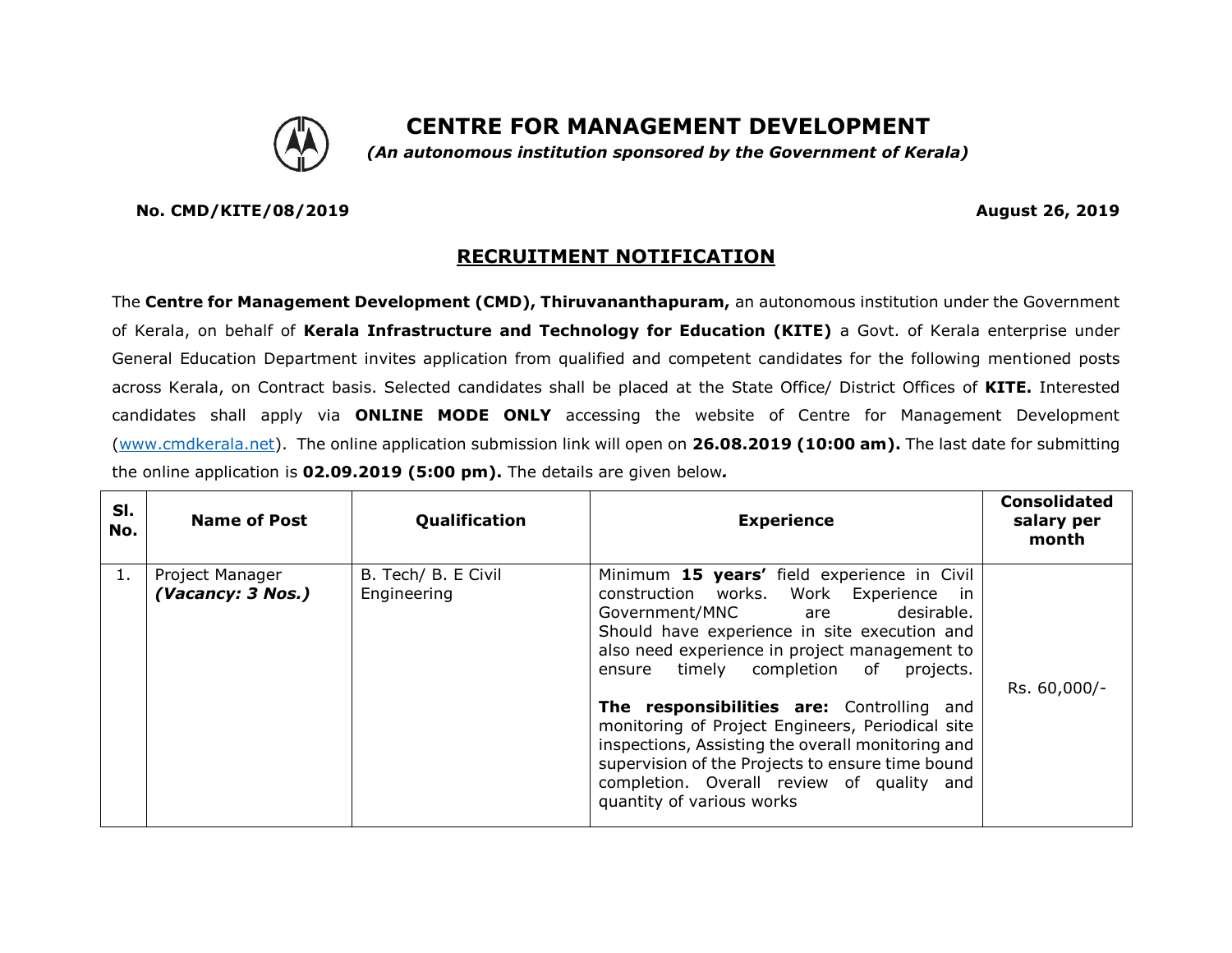# CENTRE FOR MANAGEMENT DEVELOPMENT

*(An autonomous institution sponsored by the Government of Kerala)*

**No. CMD/KITE/08/2019** **August 26, 2019**

## RECRUITMENT NOTIFICATION

The **Centre for Management Development (CMD), Thiruvananthapuram,** an autonomous institution under the Government of Kerala, on behalf of **Kerala Infrastructure and Technology for Education (KITE)** a Govt. of Kerala enterprise under General Education Department invites application from qualified and competent candidates for the following mentioned posts across Kerala, on Contract basis. Selected candidates shall be placed at the State Office/ District Offices of **KITE.** Interested candidates shall apply via **ONLINE MODE ONLY** accessing the website of Centre for Management Development (www.cmdkerala.net). The online application submission link will open on **26.08.2019 (10:00 am).** The last date for submitting the online application is **02.09.2019 (5:00 pm).** The details are given below***.***

| Sl. No. | Name of Post | Qualification | Experience | Consolidated salary per month |
|---|---|---|---|---|
| 1. | Project Manager ***(Vacancy: 3 Nos.)*** | B. Tech/ B. E Civil Engineering | Minimum **15 years'** field experience in Civil construction works. Work Experience in Government/MNC are desirable. Should have experience in site execution and also need experience in project management to ensure timely completion of projects. **The responsibilities are:** Controlling and monitoring of Project Engineers, Periodical site inspections, Assisting the overall monitoring and supervision of the Projects to ensure time bound completion. Overall review of quality and quantity of various works | Rs. 60,000/- |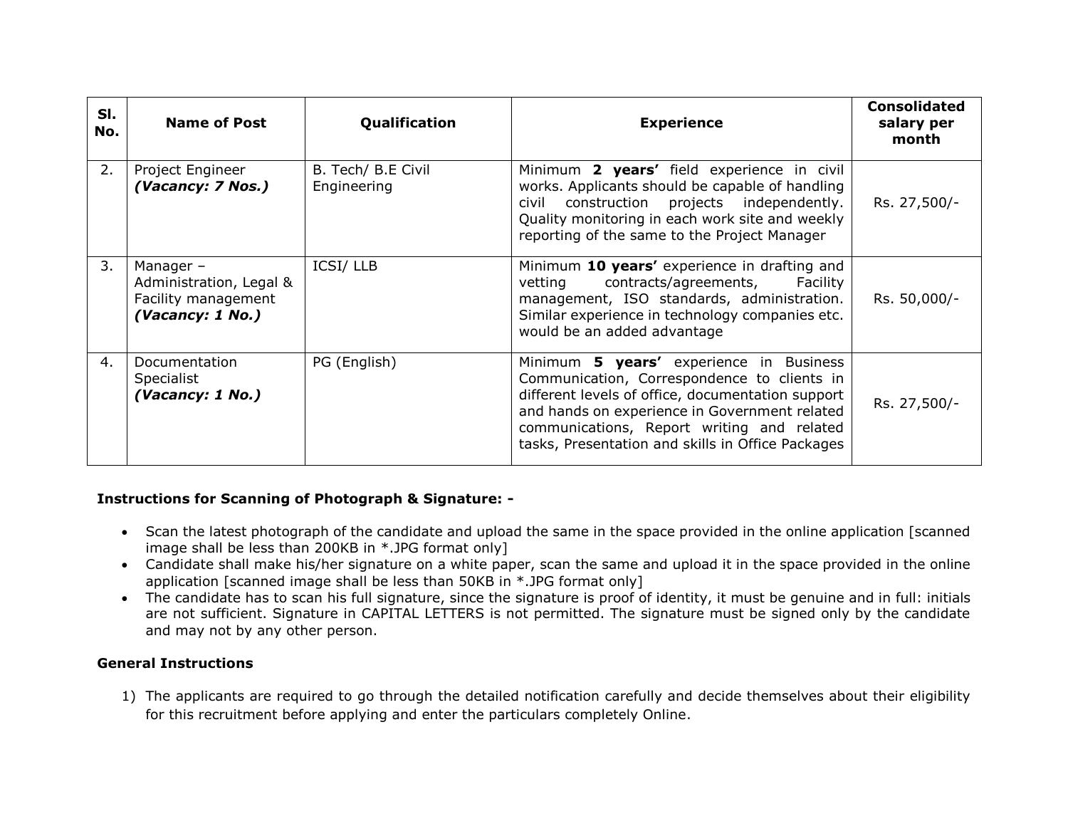| Sl. No. | Name of Post | Qualification | Experience | Consolidated salary per month |
|---|---|---|---|---|
| 2. | Project Engineer ***(Vacancy: 7 Nos.)*** | B. Tech/ B.E Civil Engineering | Minimum **2 years'** field experience in civil works. Applicants should be capable of handling civil construction projects independently. Quality monitoring in each work site and weekly reporting of the same to the Project Manager | Rs. 27,500/- |
| 3. | Manager – Administration, Legal & Facility management ***(Vacancy: 1 No.)*** | ICSI/ LLB | Minimum **10 years'** experience in drafting and vetting contracts/agreements, Facility management, ISO standards, administration. Similar experience in technology companies etc. would be an added advantage | Rs. 50,000/- |
| 4. | Documentation Specialist ***(Vacancy: 1 No.)*** | PG (English) | Minimum **5 years'** experience in Business Communication, Correspondence to clients in different levels of office, documentation support and hands on experience in Government related communications, Report writing and related tasks, Presentation and skills in Office Packages | Rs. 27,500/- |

**Instructions for Scanning of Photograph & Signature: -**

- Scan the latest photograph of the candidate and upload the same in the space provided in the online application [scanned image shall be less than 200KB in *.JPG format only]
- Candidate shall make his/her signature on a white paper, scan the same and upload it in the space provided in the online application [scanned image shall be less than 50KB in *.JPG format only]
- The candidate has to scan his full signature, since the signature is proof of identity, it must be genuine and in full: initials are not sufficient. Signature in CAPITAL LETTERS is not permitted. The signature must be signed only by the candidate and may not by any other person.

**General Instructions**

1) The applicants are required to go through the detailed notification carefully and decide themselves about their eligibility for this recruitment before applying and enter the particulars completely Online.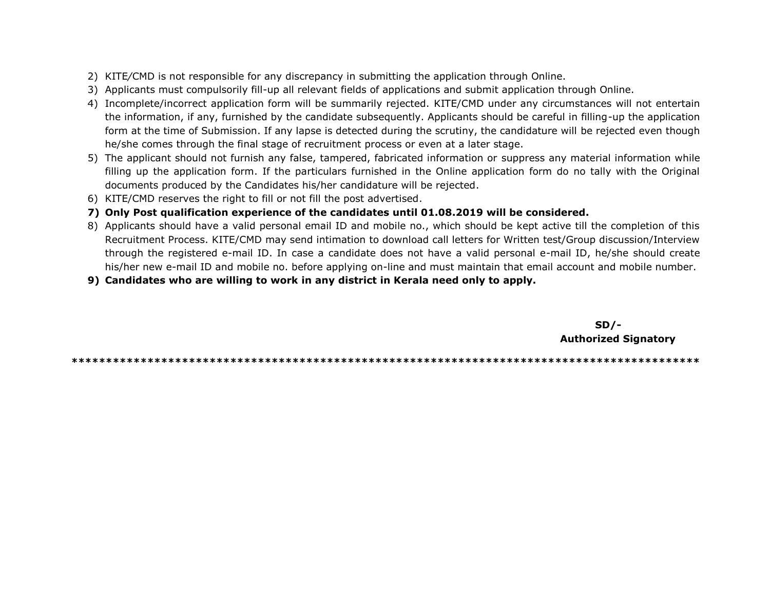2) KITE/CMD is not responsible for any discrepancy in submitting the application through Online.
3) Applicants must compulsorily fill-up all relevant fields of applications and submit application through Online.
4) Incomplete/incorrect application form will be summarily rejected. KITE/CMD under any circumstances will not entertain the information, if any, furnished by the candidate subsequently. Applicants should be careful in filling-up the application form at the time of Submission. If any lapse is detected during the scrutiny, the candidature will be rejected even though he/she comes through the final stage of recruitment process or even at a later stage.
5) The applicant should not furnish any false, tampered, fabricated information or suppress any material information while filling up the application form. If the particulars furnished in the Online application form do no tally with the Original documents produced by the Candidates his/her candidature will be rejected.
6) KITE/CMD reserves the right to fill or not fill the post advertised.
7) **Only Post qualification experience of the candidates until 01.08.2019 will be considered.**
8) Applicants should have a valid personal email ID and mobile no., which should be kept active till the completion of this Recruitment Process. KITE/CMD may send intimation to download call letters for Written test/Group discussion/Interview through the registered e-mail ID. In case a candidate does not have a valid personal e-mail ID, he/she should create his/her new e-mail ID and mobile no. before applying on-line and must maintain that email account and mobile number.
9) **Candidates who are willing to work in any district in Kerala need only to apply.**

**SD/-**
**Authorized Signatory**

**************************************************************************************************